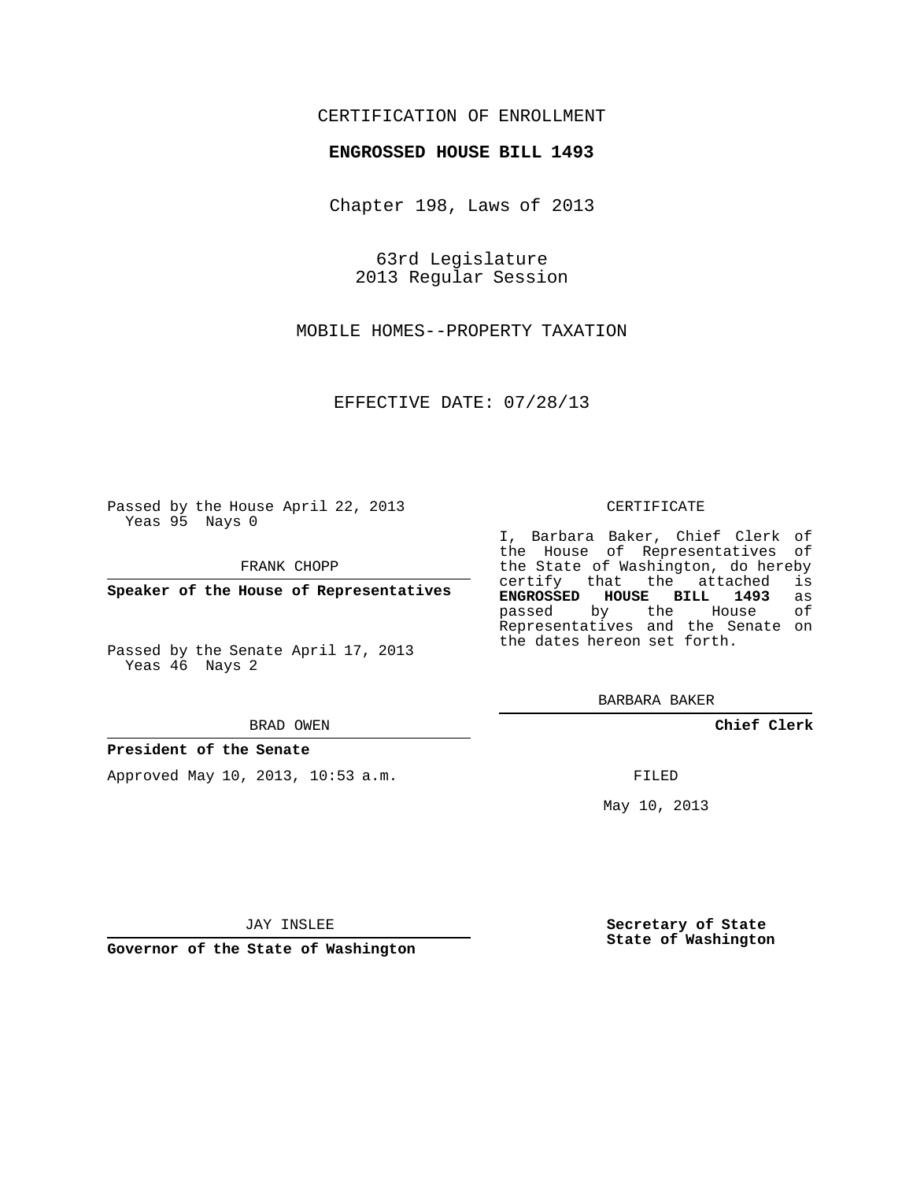CERTIFICATION OF ENROLLMENT

**ENGROSSED HOUSE BILL 1493**

Chapter 198, Laws of 2013

63rd Legislature
2013 Regular Session

MOBILE HOMES--PROPERTY TAXATION

EFFECTIVE DATE: 07/28/13

Passed by the House April 22, 2013
Yeas 95 Nays 0

FRANK CHOPP

**Speaker of the House of Representatives**

Passed by the Senate April 17, 2013
Yeas 46 Nays 2

BRAD OWEN

**President of the Senate**

Approved May 10, 2013, 10:53 a.m.

JAY INSLEE

**Governor of the State of Washington**

CERTIFICATE

I, Barbara Baker, Chief Clerk of the House of Representatives of the State of Washington, do hereby certify that the attached is **ENGROSSED HOUSE BILL 1493** as passed by the House of Representatives and the Senate on the dates hereon set forth.

BARBARA BAKER

**Chief Clerk**

FILED

May 10, 2013

**Secretary of State**
**State of Washington**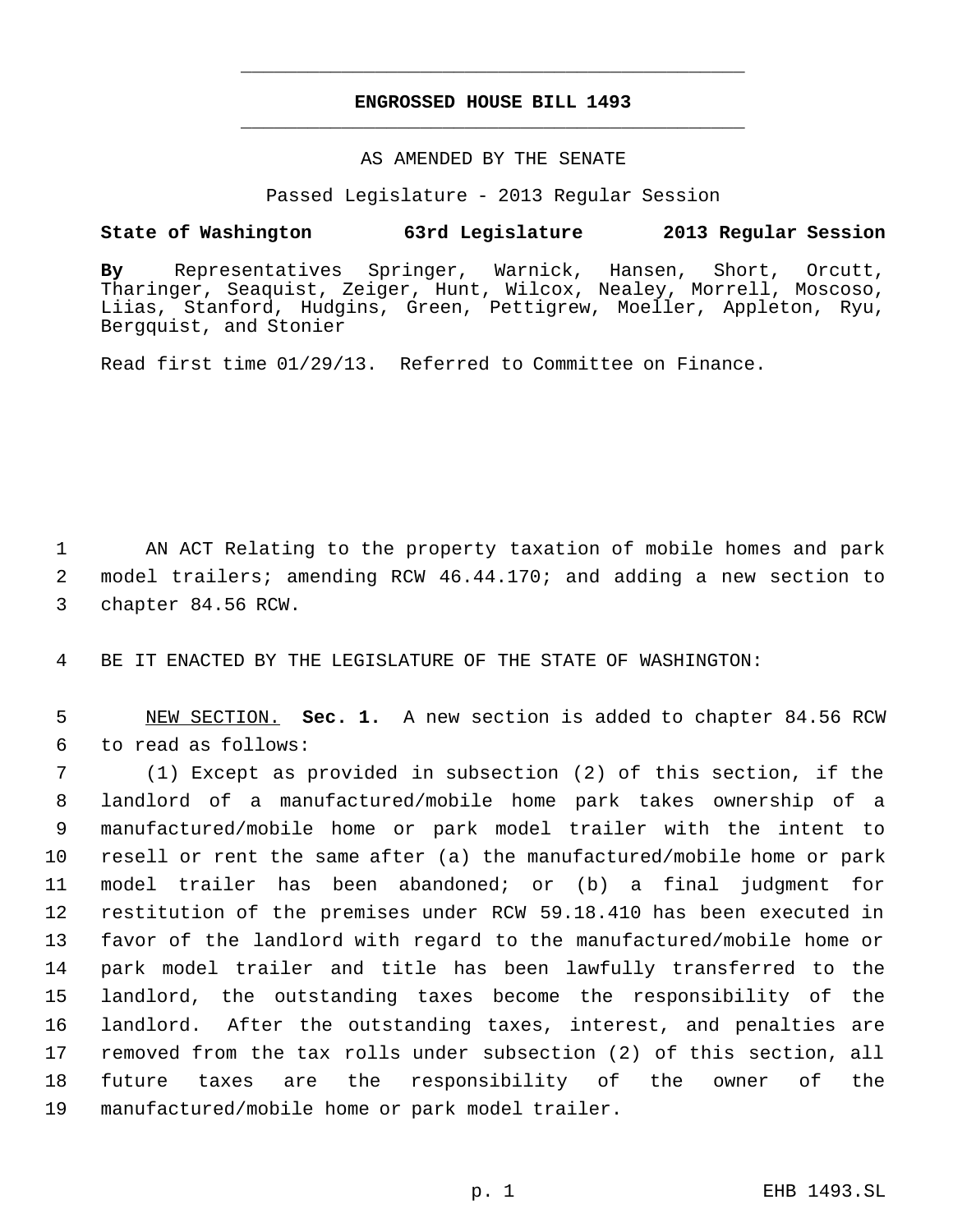**ENGROSSED HOUSE BILL 1493**

AS AMENDED BY THE SENATE

Passed Legislature - 2013 Regular Session

**State of Washington 63rd Legislature 2013 Regular Session**

**By** Representatives Springer, Warnick, Hansen, Short, Orcutt, Tharinger, Seaquist, Zeiger, Hunt, Wilcox, Nealey, Morrell, Moscoso, Liias, Stanford, Hudgins, Green, Pettigrew, Moeller, Appleton, Ryu, Bergquist, and Stonier

Read first time 01/29/13. Referred to Committee on Finance.

1 AN ACT Relating to the property taxation of mobile homes and park
2 model trailers; amending RCW 46.44.170; and adding a new section to
3 chapter 84.56 RCW.

4 BE IT ENACTED BY THE LEGISLATURE OF THE STATE OF WASHINGTON:

5 NEW SECTION. **Sec. 1.** A new section is added to chapter 84.56 RCW
6 to read as follows:
7 (1) Except as provided in subsection (2) of this section, if the
8 landlord of a manufactured/mobile home park takes ownership of a
9 manufactured/mobile home or park model trailer with the intent to
10 resell or rent the same after (a) the manufactured/mobile home or park
11 model trailer has been abandoned; or (b) a final judgment for
12 restitution of the premises under RCW 59.18.410 has been executed in
13 favor of the landlord with regard to the manufactured/mobile home or
14 park model trailer and title has been lawfully transferred to the
15 landlord, the outstanding taxes become the responsibility of the
16 landlord. After the outstanding taxes, interest, and penalties are
17 removed from the tax rolls under subsection (2) of this section, all
18 future taxes are the responsibility of the owner of the
19 manufactured/mobile home or park model trailer.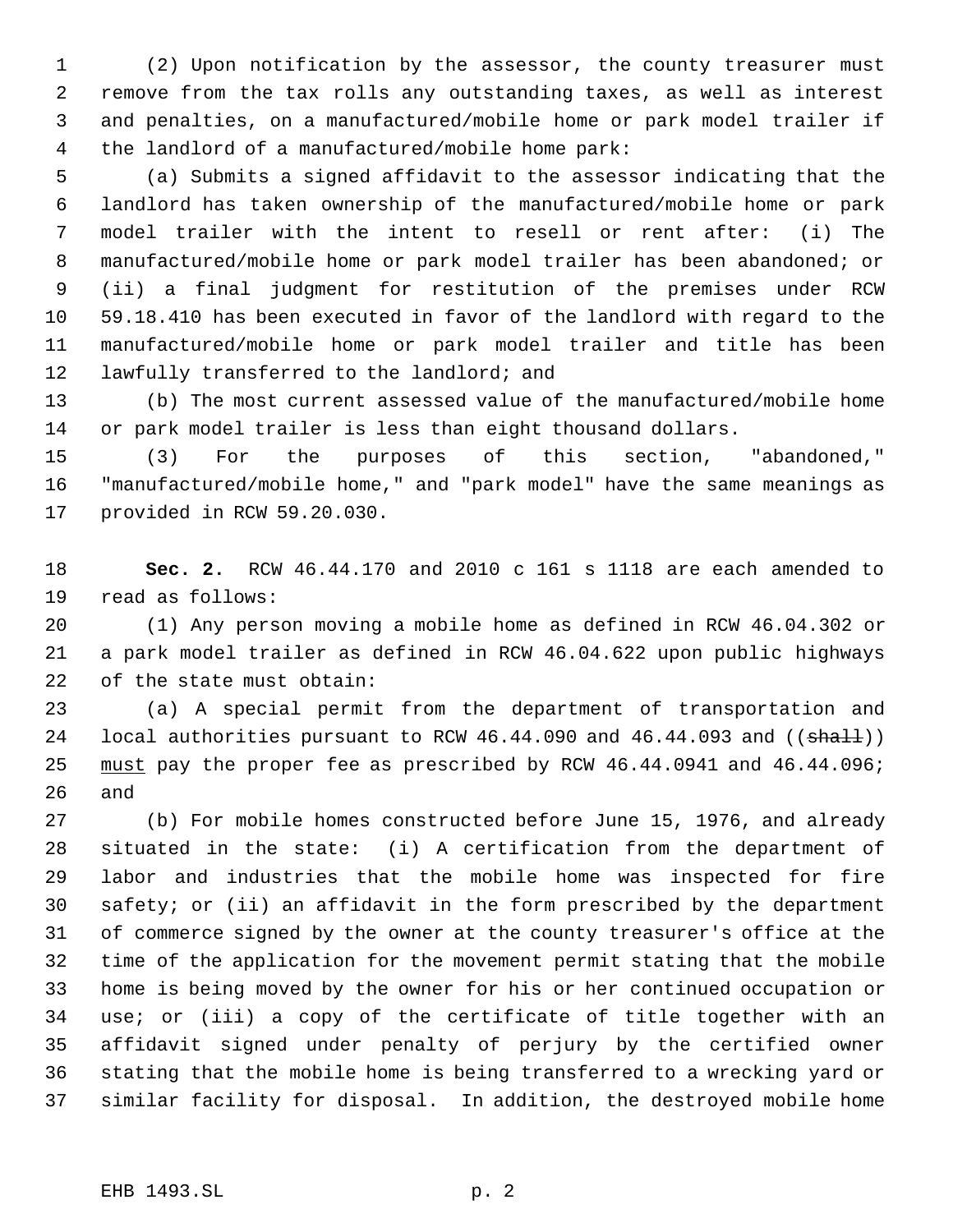(2) Upon notification by the assessor, the county treasurer must remove from the tax rolls any outstanding taxes, as well as interest and penalties, on a manufactured/mobile home or park model trailer if the landlord of a manufactured/mobile home park:

(a) Submits a signed affidavit to the assessor indicating that the landlord has taken ownership of the manufactured/mobile home or park model trailer with the intent to resell or rent after: (i) The manufactured/mobile home or park model trailer has been abandoned; or (ii) a final judgment for restitution of the premises under RCW 59.18.410 has been executed in favor of the landlord with regard to the manufactured/mobile home or park model trailer and title has been lawfully transferred to the landlord; and

(b) The most current assessed value of the manufactured/mobile home or park model trailer is less than eight thousand dollars.

(3) For the purposes of this section, "abandoned," "manufactured/mobile home," and "park model" have the same meanings as provided in RCW 59.20.030.

**Sec. 2.** RCW 46.44.170 and 2010 c 161 s 1118 are each amended to read as follows:

(1) Any person moving a mobile home as defined in RCW 46.04.302 or a park model trailer as defined in RCW 46.04.622 upon public highways of the state must obtain:

(a) A special permit from the department of transportation and local authorities pursuant to RCW 46.44.090 and 46.44.093 and ((~~shall~~)) <u>must</u> pay the proper fee as prescribed by RCW 46.44.0941 and 46.44.096; and

(b) For mobile homes constructed before June 15, 1976, and already situated in the state: (i) A certification from the department of labor and industries that the mobile home was inspected for fire safety; or (ii) an affidavit in the form prescribed by the department of commerce signed by the owner at the county treasurer's office at the time of the application for the movement permit stating that the mobile home is being moved by the owner for his or her continued occupation or use; or (iii) a copy of the certificate of title together with an affidavit signed under penalty of perjury by the certified owner stating that the mobile home is being transferred to a wrecking yard or similar facility for disposal. In addition, the destroyed mobile home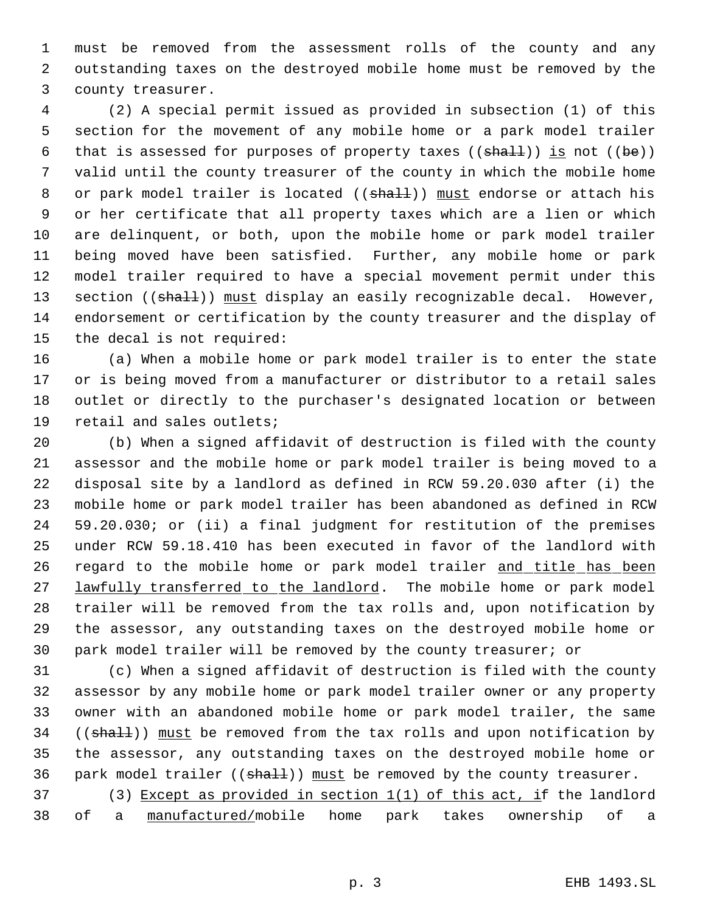must be removed from the assessment rolls of the county and any outstanding taxes on the destroyed mobile home must be removed by the county treasurer.

(2) A special permit issued as provided in subsection (1) of this section for the movement of any mobile home or a park model trailer that is assessed for purposes of property taxes ((~~shall~~)) is not ((~~be~~)) valid until the county treasurer of the county in which the mobile home or park model trailer is located ((~~shall~~)) must endorse or attach his or her certificate that all property taxes which are a lien or which are delinquent, or both, upon the mobile home or park model trailer being moved have been satisfied. Further, any mobile home or park model trailer required to have a special movement permit under this section ((~~shall~~)) must display an easily recognizable decal. However, endorsement or certification by the county treasurer and the display of the decal is not required:

(a) When a mobile home or park model trailer is to enter the state or is being moved from a manufacturer or distributor to a retail sales outlet or directly to the purchaser's designated location or between retail and sales outlets;

(b) When a signed affidavit of destruction is filed with the county assessor and the mobile home or park model trailer is being moved to a disposal site by a landlord as defined in RCW 59.20.030 after (i) the mobile home or park model trailer has been abandoned as defined in RCW 59.20.030; or (ii) a final judgment for restitution of the premises under RCW 59.18.410 has been executed in favor of the landlord with regard to the mobile home or park model trailer and title has been lawfully transferred to the landlord. The mobile home or park model trailer will be removed from the tax rolls and, upon notification by the assessor, any outstanding taxes on the destroyed mobile home or park model trailer will be removed by the county treasurer; or

(c) When a signed affidavit of destruction is filed with the county assessor by any mobile home or park model trailer owner or any property owner with an abandoned mobile home or park model trailer, the same ((~~shall~~)) must be removed from the tax rolls and upon notification by the assessor, any outstanding taxes on the destroyed mobile home or park model trailer ((~~shall~~)) must be removed by the county treasurer.

(3) Except as provided in section 1(1) of this act, if the landlord of a manufactured/mobile home park takes ownership of a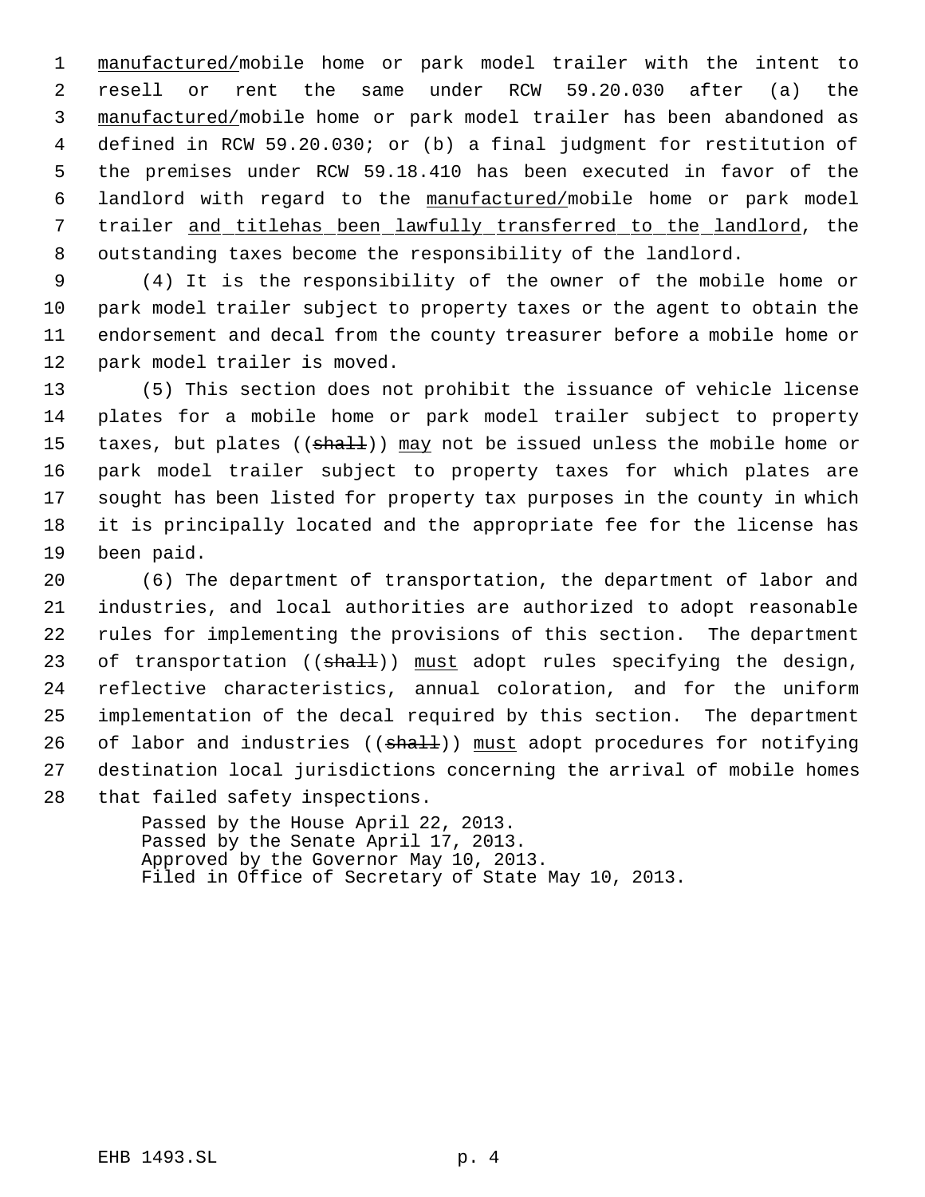manufactured/mobile home or park model trailer with the intent to resell or rent the same under RCW 59.20.030 after (a) the manufactured/mobile home or park model trailer has been abandoned as defined in RCW 59.20.030; or (b) a final judgment for restitution of the premises under RCW 59.18.410 has been executed in favor of the landlord with regard to the manufactured/mobile home or park model trailer and titlehas been lawfully transferred to the landlord, the outstanding taxes become the responsibility of the landlord.

(4) It is the responsibility of the owner of the mobile home or park model trailer subject to property taxes or the agent to obtain the endorsement and decal from the county treasurer before a mobile home or park model trailer is moved.

(5) This section does not prohibit the issuance of vehicle license plates for a mobile home or park model trailer subject to property taxes, but plates ((~~shall~~)) may not be issued unless the mobile home or park model trailer subject to property taxes for which plates are sought has been listed for property tax purposes in the county in which it is principally located and the appropriate fee for the license has been paid.

(6) The department of transportation, the department of labor and industries, and local authorities are authorized to adopt reasonable rules for implementing the provisions of this section. The department of transportation ((~~shall~~)) must adopt rules specifying the design, reflective characteristics, annual coloration, and for the uniform implementation of the decal required by this section. The department of labor and industries ((~~shall~~)) must adopt procedures for notifying destination local jurisdictions concerning the arrival of mobile homes that failed safety inspections.

Passed by the House April 22, 2013.
Passed by the Senate April 17, 2013.
Approved by the Governor May 10, 2013.
Filed in Office of Secretary of State May 10, 2013.